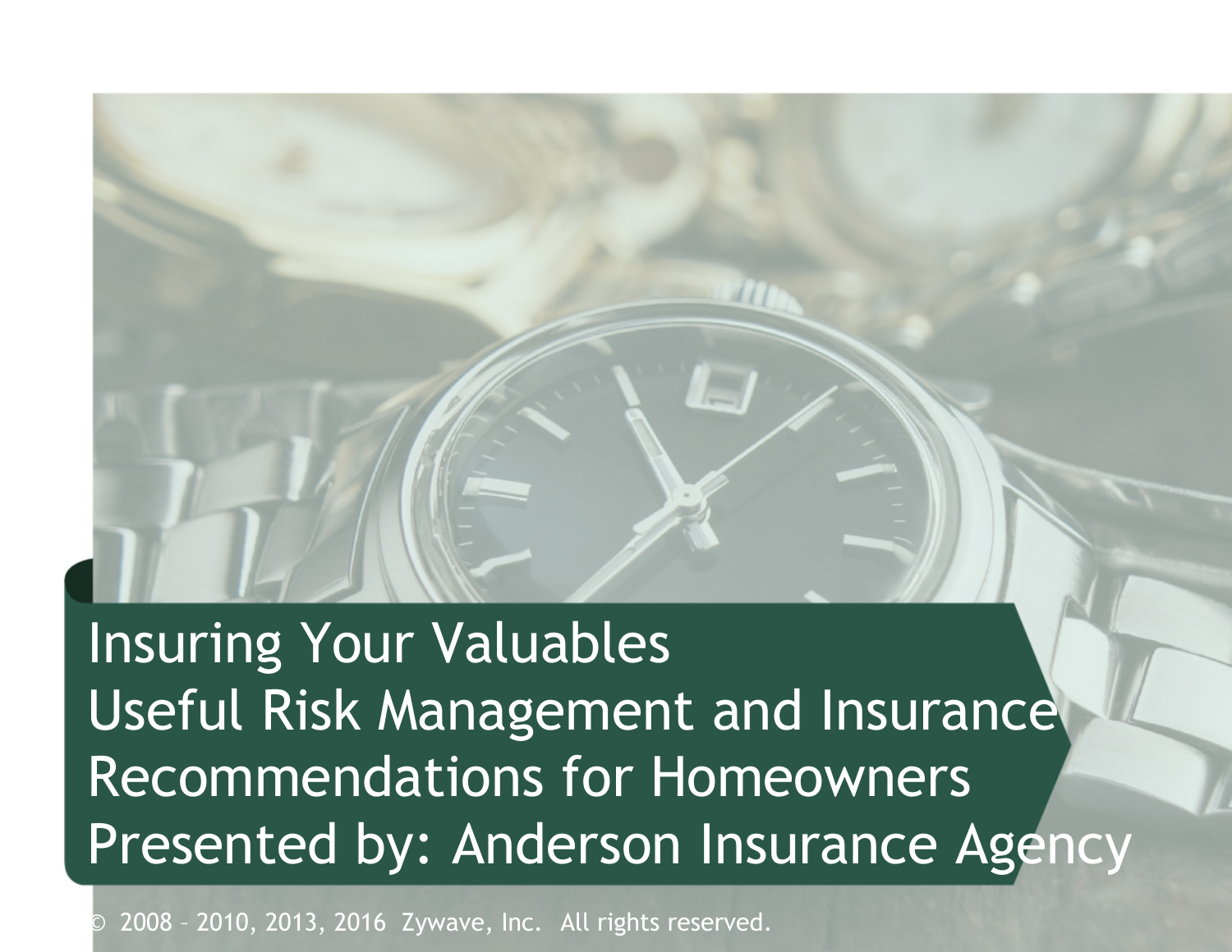# Insuring Your Valuables

## Useful Risk Management and Insurance Recommendations for Homeowners

Presented by: Anderson Insurance Agency

© 2008 – 2010, 2013, 2016 Zywave, Inc. All rights reserved.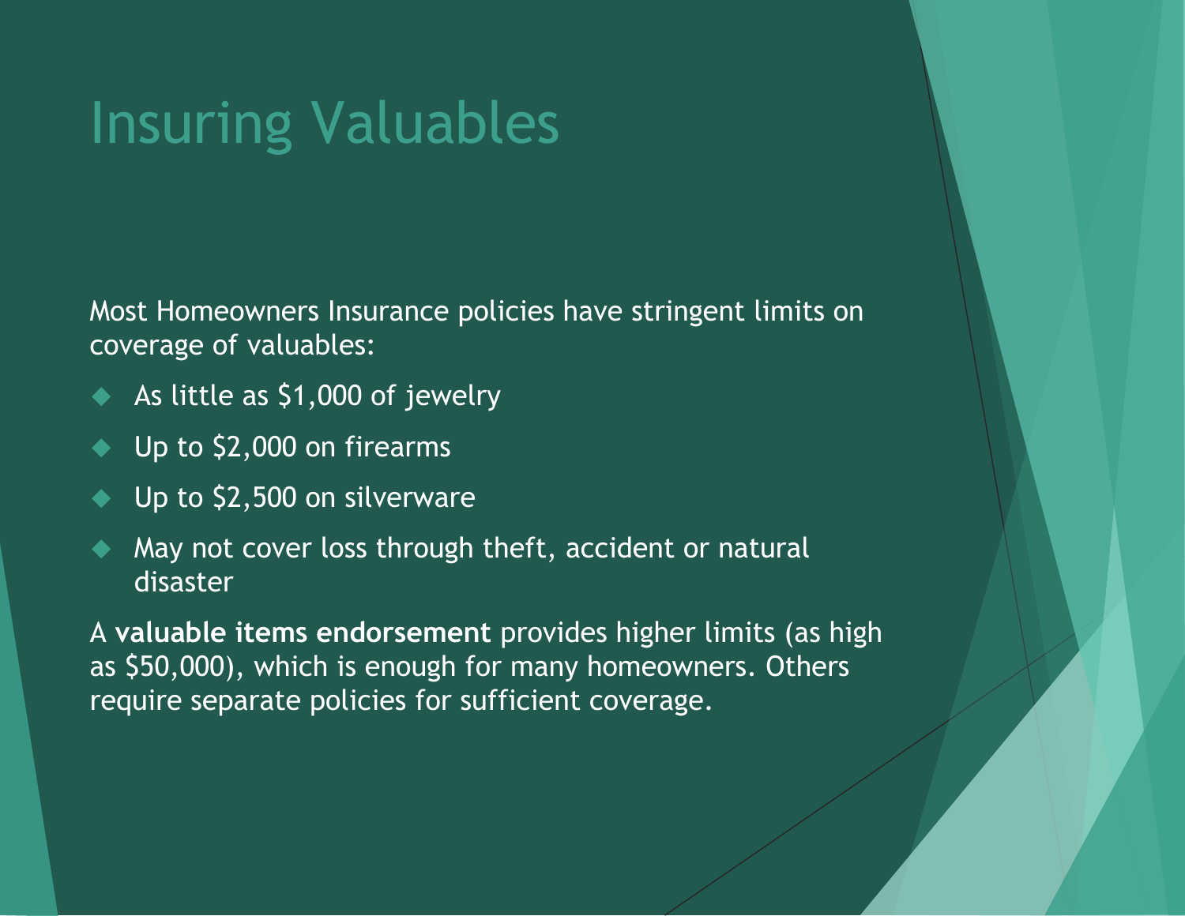# Insuring Valuables

Most Homeowners Insurance policies have stringent limits on coverage of valuables:

- As little as $1,000 of jewelry
- Up to $2,000 on firearms
- Up to $2,500 on silverware
- May not cover loss through theft, accident or natural disaster

A **valuable items endorsement** provides higher limits (as high as $50,000), which is enough for many homeowners. Others require separate policies for sufficient coverage.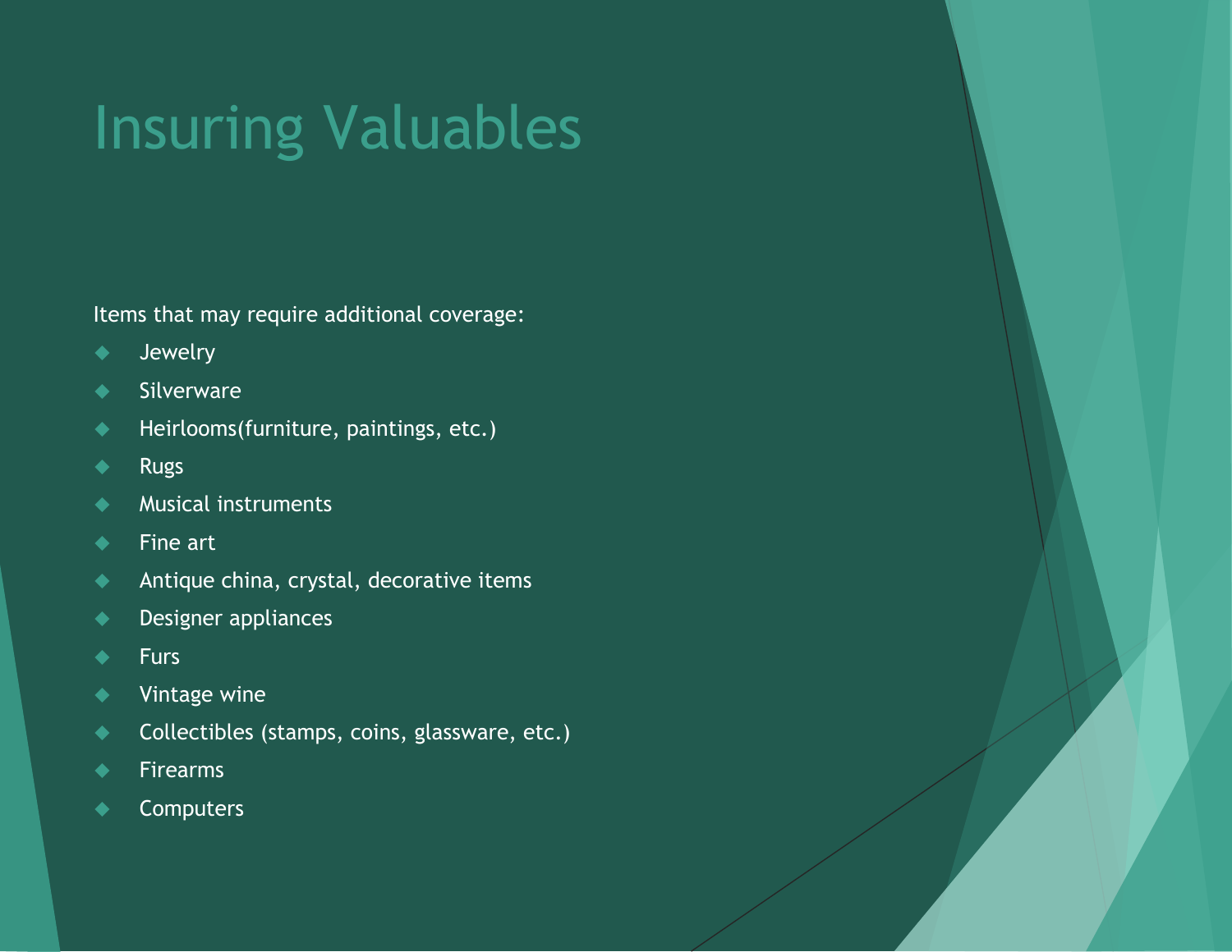# Insuring Valuables

Items that may require additional coverage:

- Jewelry
- Silverware
- Heirlooms(furniture, paintings, etc.)
- Rugs
- Musical instruments
- Fine art
- Antique china, crystal, decorative items
- Designer appliances
- Furs
- Vintage wine
- Collectibles (stamps, coins, glassware, etc.)
- Firearms
- Computers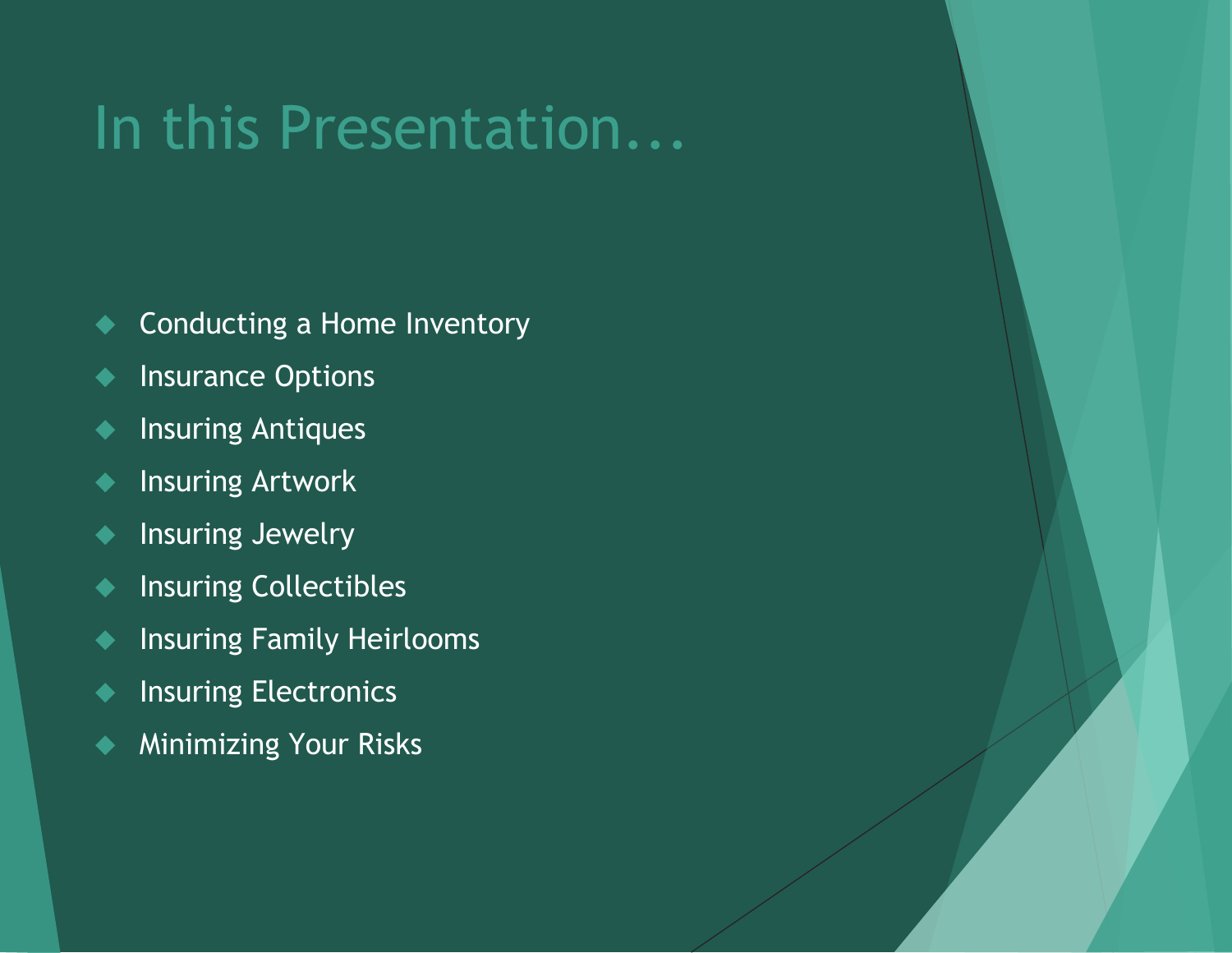# In this Presentation...

- Conducting a Home Inventory
- Insurance Options
- Insuring Antiques
- Insuring Artwork
- Insuring Jewelry
- Insuring Collectibles
- Insuring Family Heirlooms
- Insuring Electronics
- Minimizing Your Risks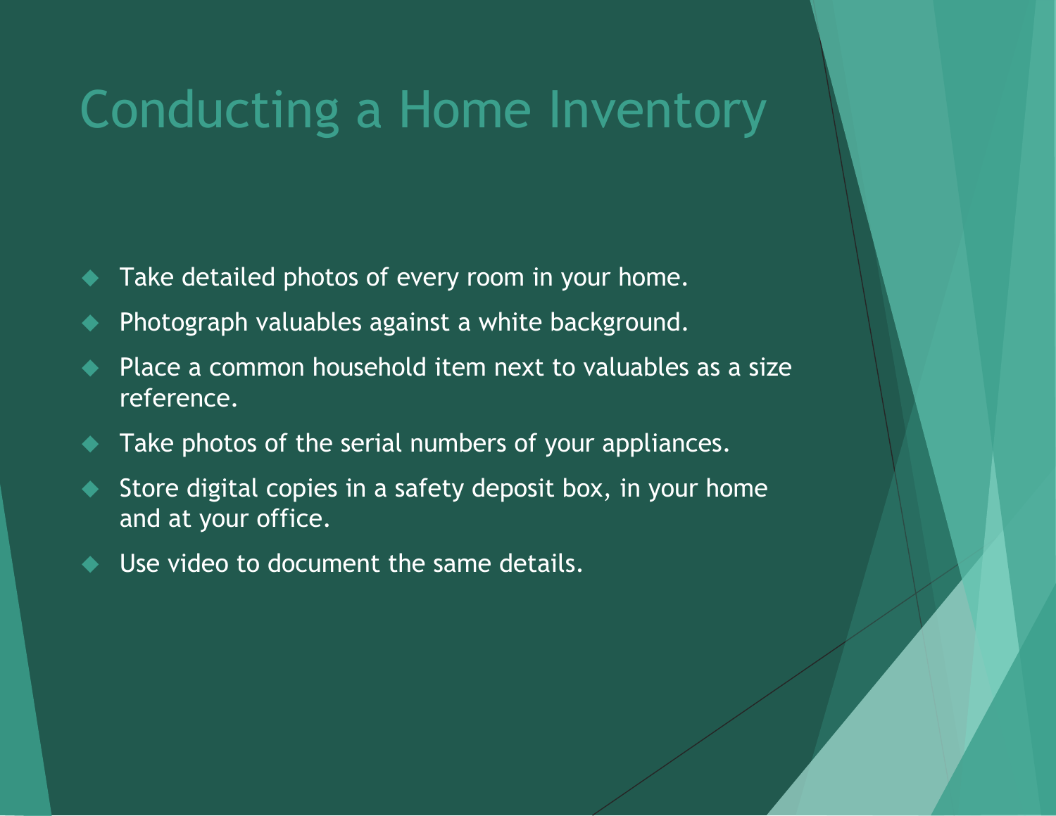# Conducting a Home Inventory

- Take detailed photos of every room in your home.
- Photograph valuables against a white background.
- Place a common household item next to valuables as a size reference.
- Take photos of the serial numbers of your appliances.
- Store digital copies in a safety deposit box, in your home and at your office.
- Use video to document the same details.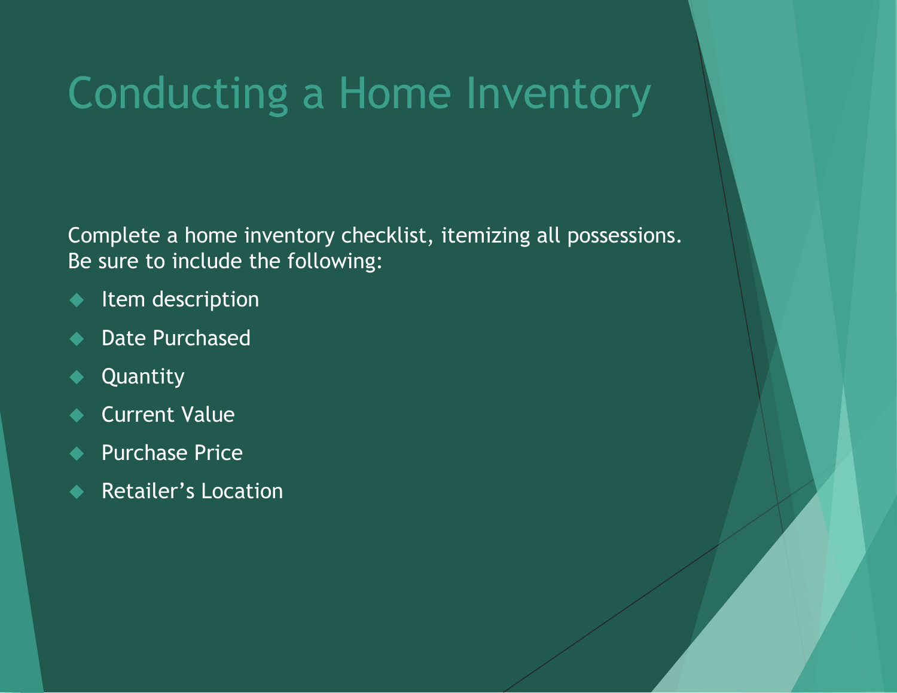# Conducting a Home Inventory

Complete a home inventory checklist, itemizing all possessions. Be sure to include the following:

- Item description
- Date Purchased
- Quantity
- Current Value
- Purchase Price
- Retailer's Location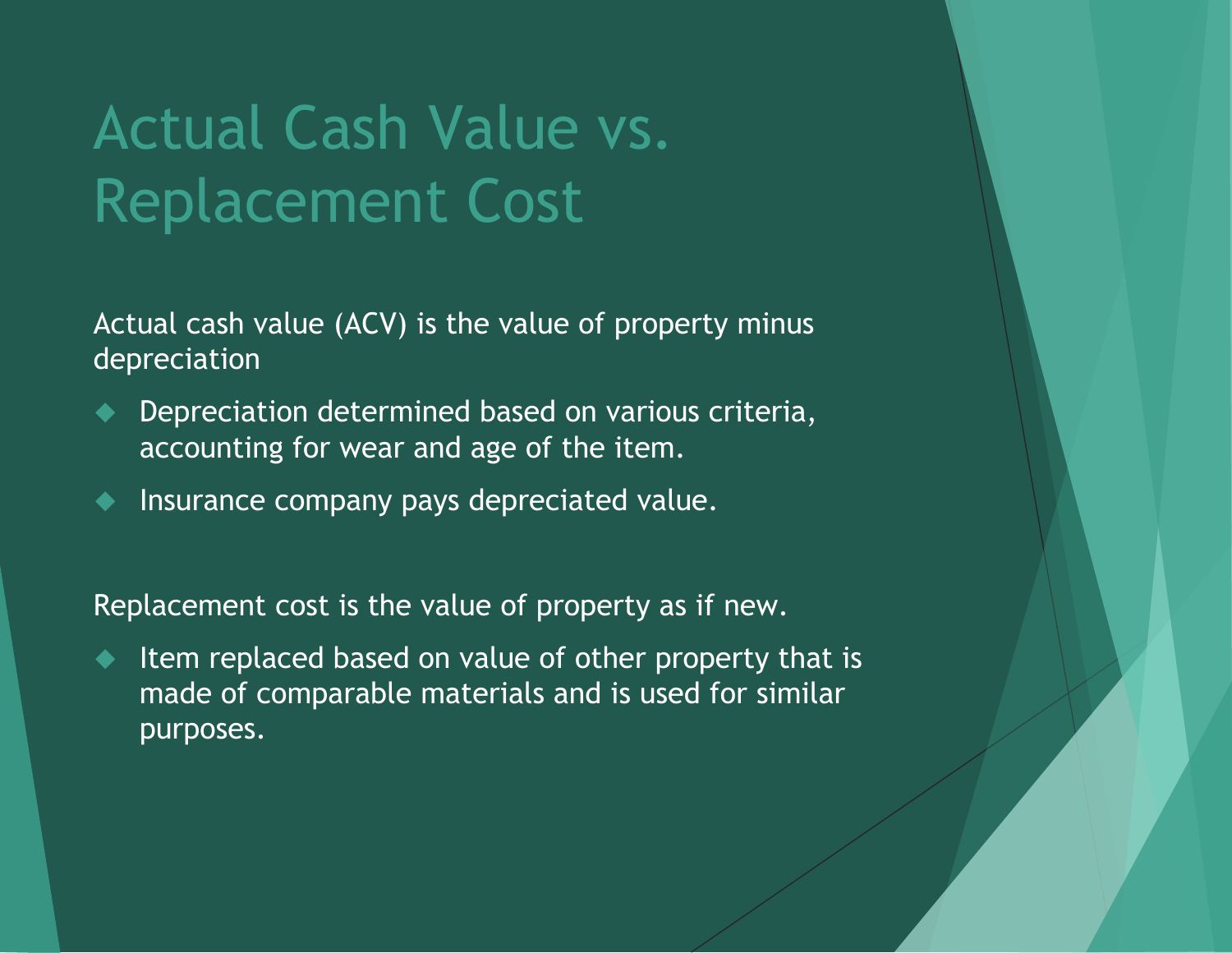# Actual Cash Value vs. Replacement Cost

Actual cash value (ACV) is the value of property minus depreciation

- Depreciation determined based on various criteria, accounting for wear and age of the item.
- Insurance company pays depreciated value.

Replacement cost is the value of property as if new.

- Item replaced based on value of other property that is made of comparable materials and is used for similar purposes.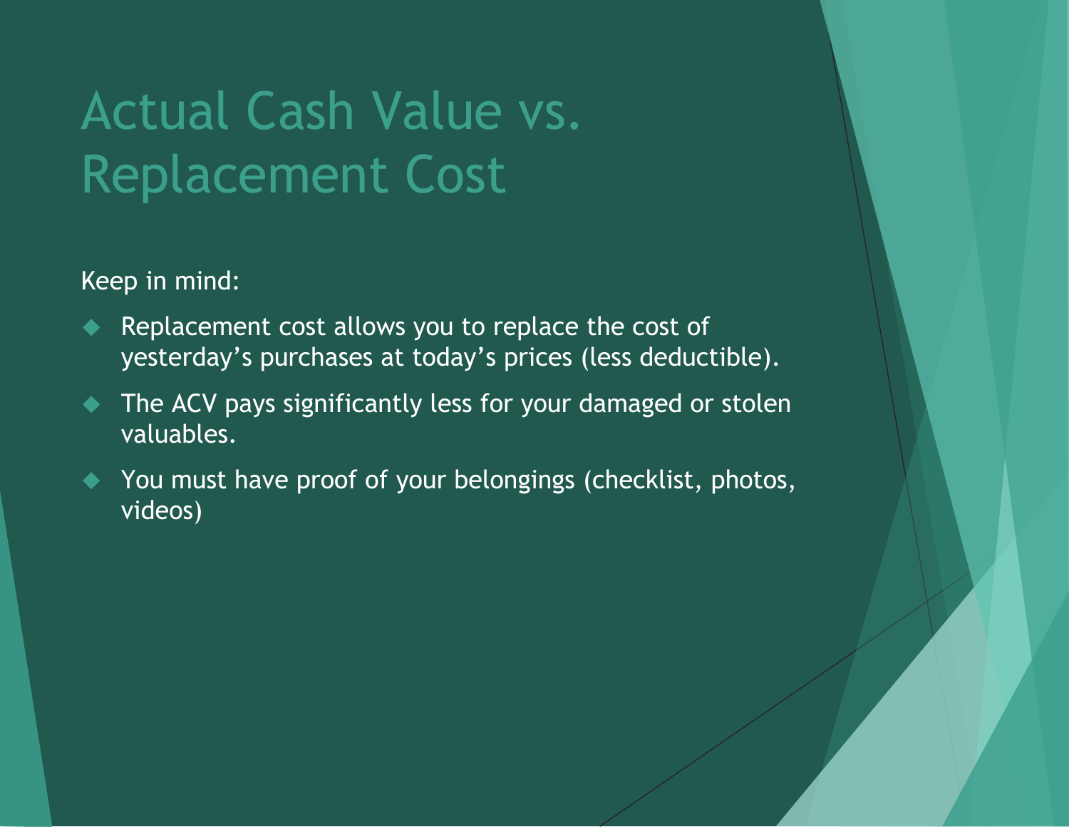# Actual Cash Value vs. Replacement Cost

Keep in mind:

- Replacement cost allows you to replace the cost of yesterday's purchases at today's prices (less deductible).
- The ACV pays significantly less for your damaged or stolen valuables.
- You must have proof of your belongings (checklist, photos, videos)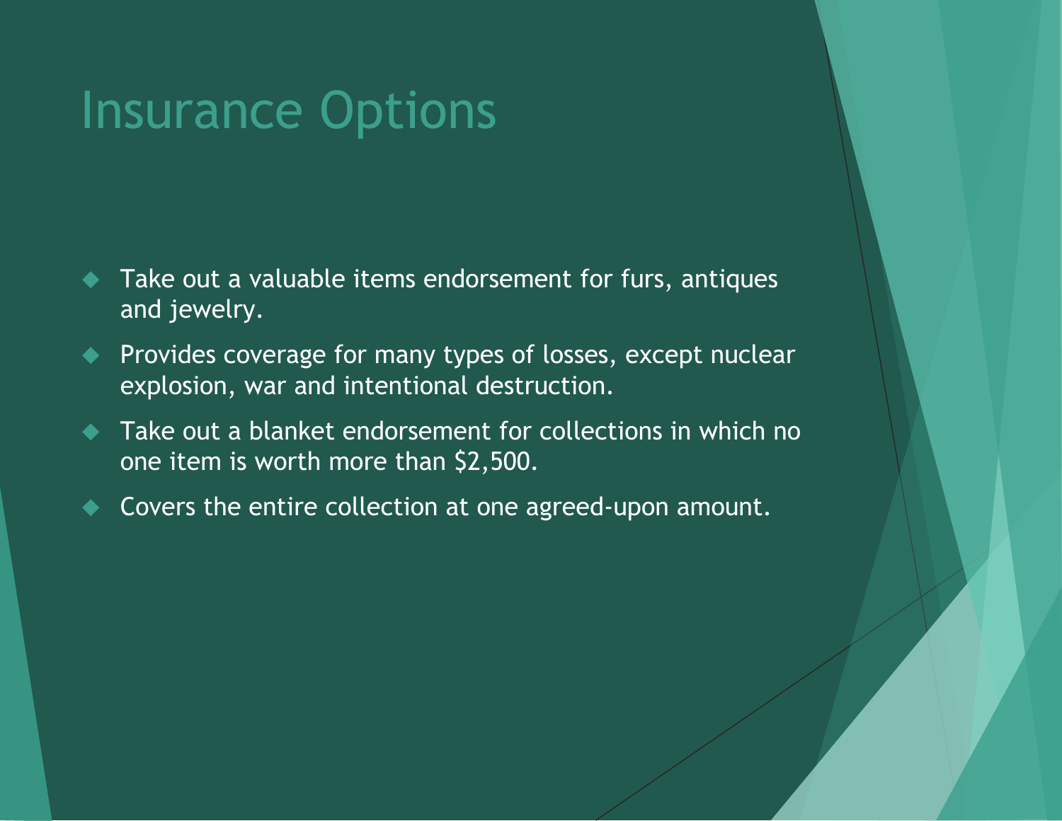# Insurance Options

- Take out a valuable items endorsement for furs, antiques and jewelry.
- Provides coverage for many types of losses, except nuclear explosion, war and intentional destruction.
- Take out a blanket endorsement for collections in which no one item is worth more than $2,500.
- Covers the entire collection at one agreed-upon amount.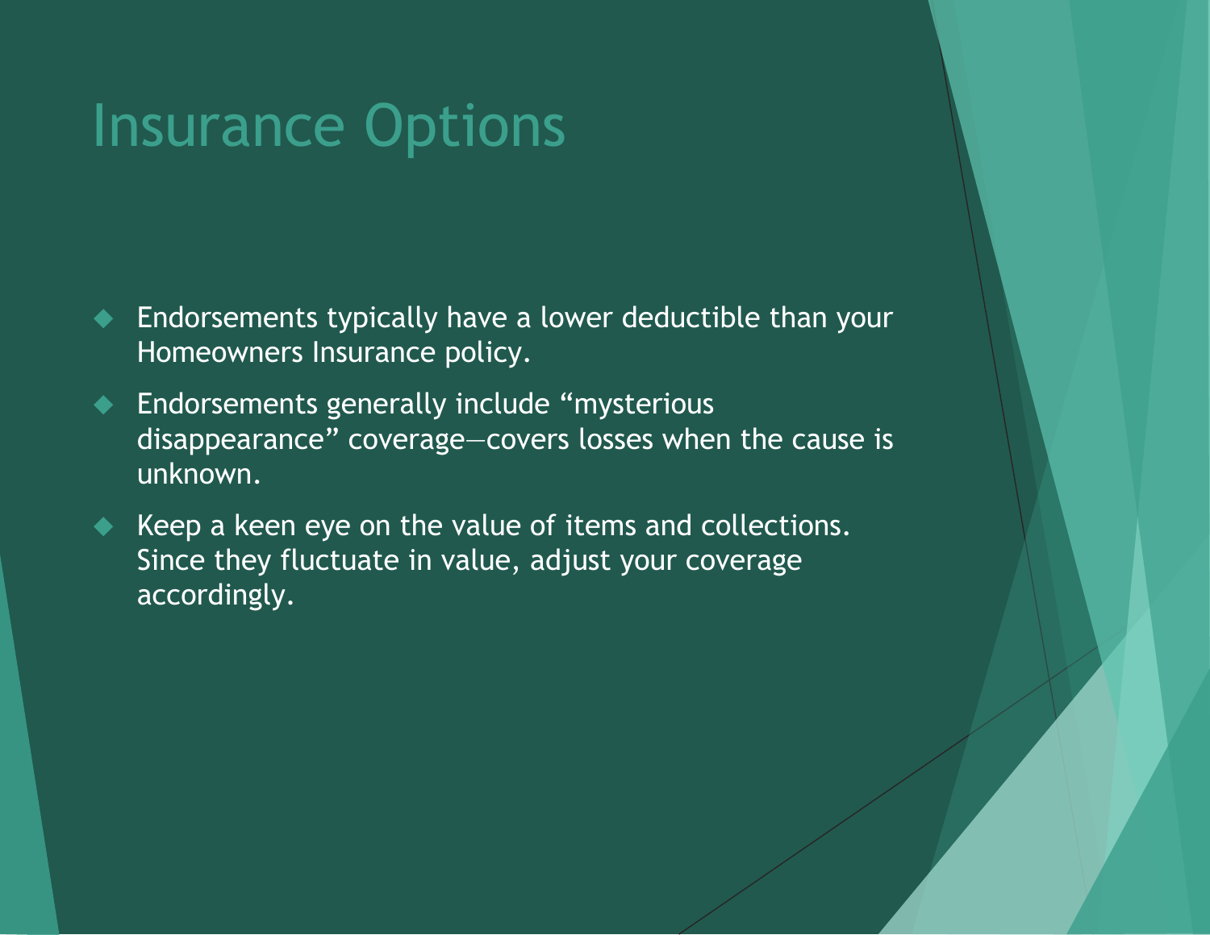# Insurance Options

- Endorsements typically have a lower deductible than your Homeowners Insurance policy.
- Endorsements generally include "mysterious disappearance" coverage—covers losses when the cause is unknown.
- Keep a keen eye on the value of items and collections. Since they fluctuate in value, adjust your coverage accordingly.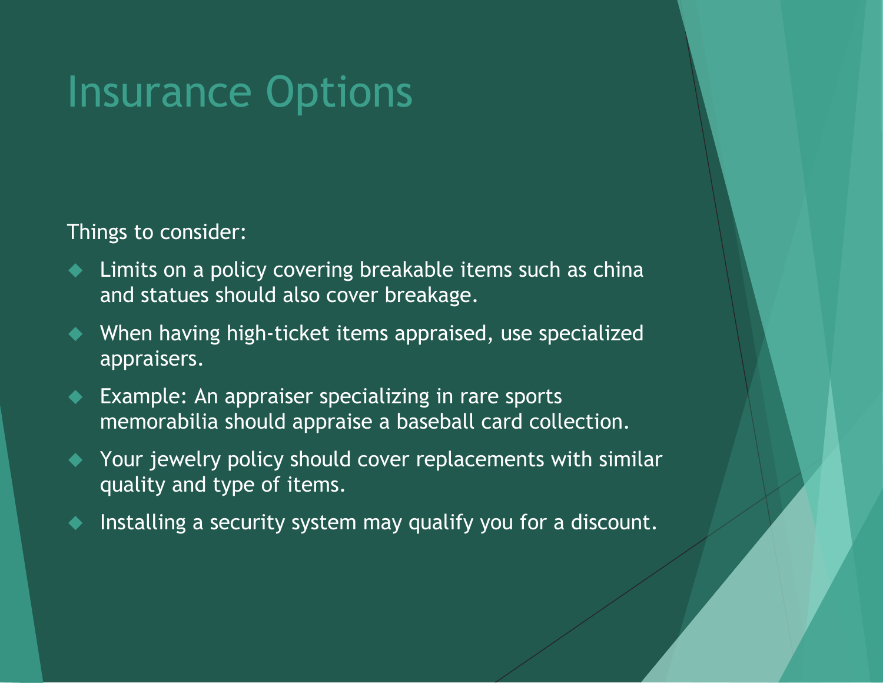# Insurance Options

Things to consider:

- Limits on a policy covering breakable items such as china and statues should also cover breakage.
- When having high-ticket items appraised, use specialized appraisers.
- Example: An appraiser specializing in rare sports memorabilia should appraise a baseball card collection.
- Your jewelry policy should cover replacements with similar quality and type of items.
- Installing a security system may qualify you for a discount.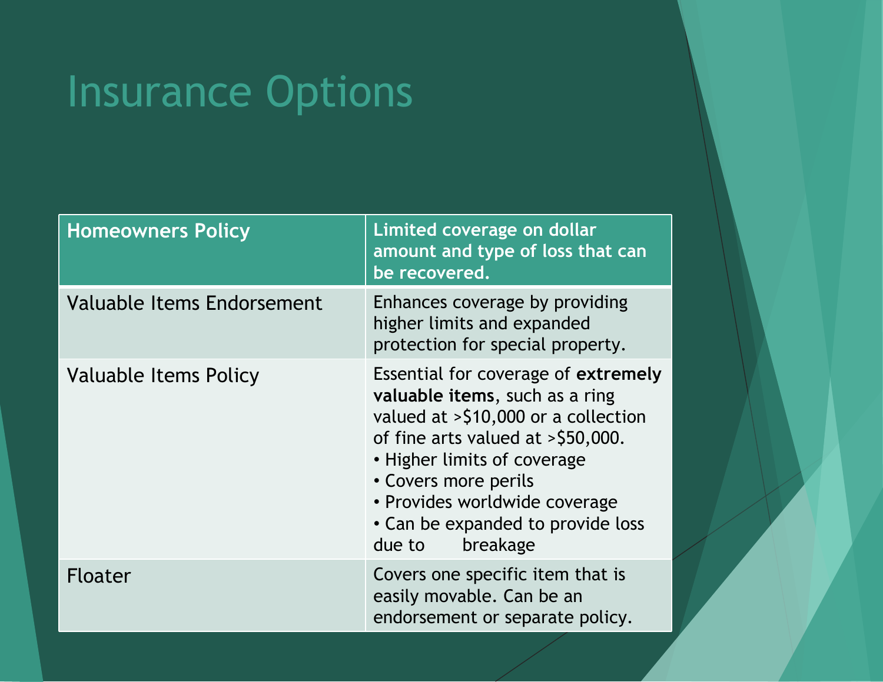# Insurance Options

| Homeowners Policy | Limited coverage on dollar amount and type of loss that can be recovered. |
| --- | --- |
| Valuable Items Endorsement | Enhances coverage by providing higher limits and expanded protection for special property. |
| Valuable Items Policy | Essential for coverage of **extremely valuable items**, such as a ring valued at >$10,000 or a collection of fine arts valued at >$50,000.<br>• Higher limits of coverage<br>• Covers more perils<br>• Provides worldwide coverage<br>• Can be expanded to provide loss due to breakage |
| Floater | Covers one specific item that is easily movable. Can be an endorsement or separate policy. |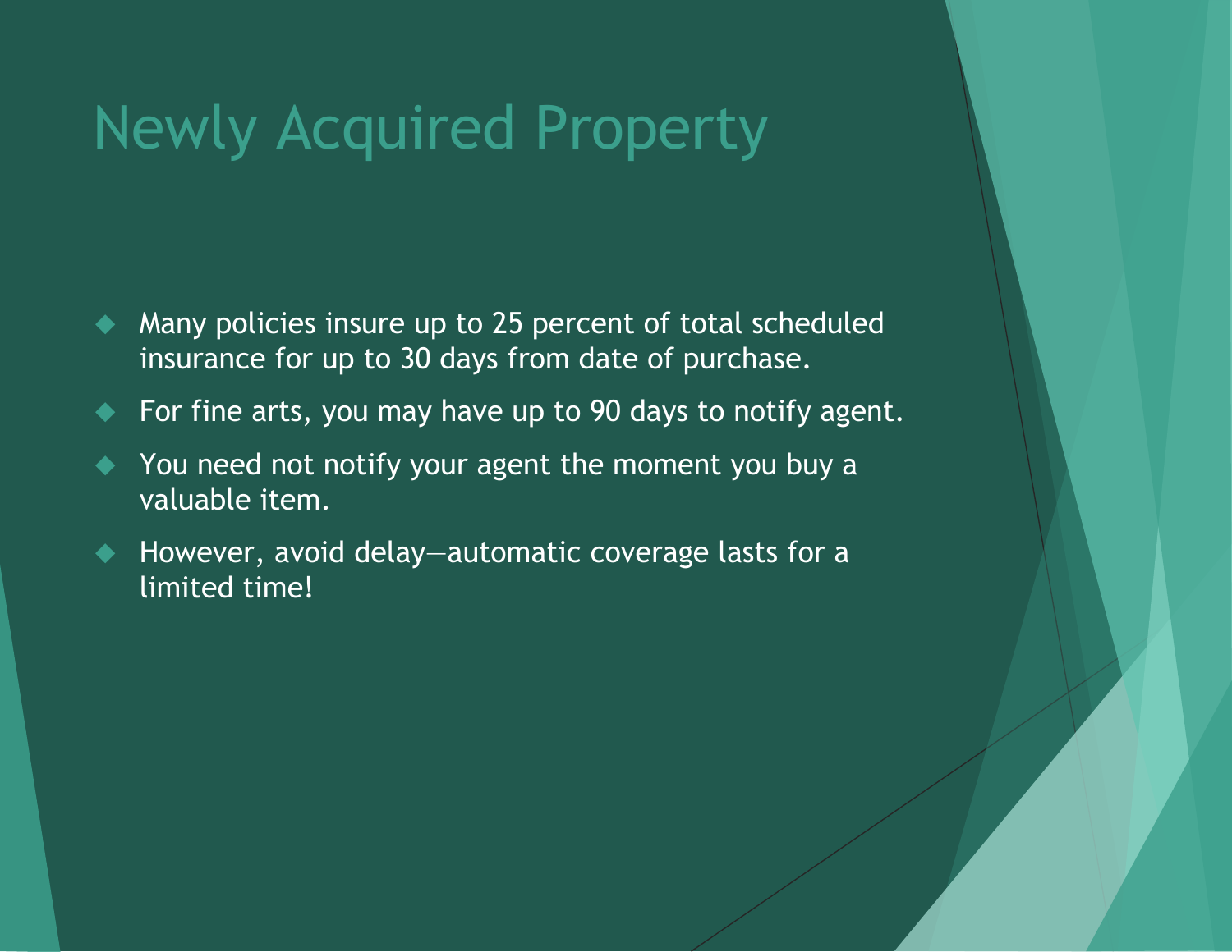# Newly Acquired Property

- Many policies insure up to 25 percent of total scheduled insurance for up to 30 days from date of purchase.
- For fine arts, you may have up to 90 days to notify agent.
- You need not notify your agent the moment you buy a valuable item.
- However, avoid delay—automatic coverage lasts for a limited time!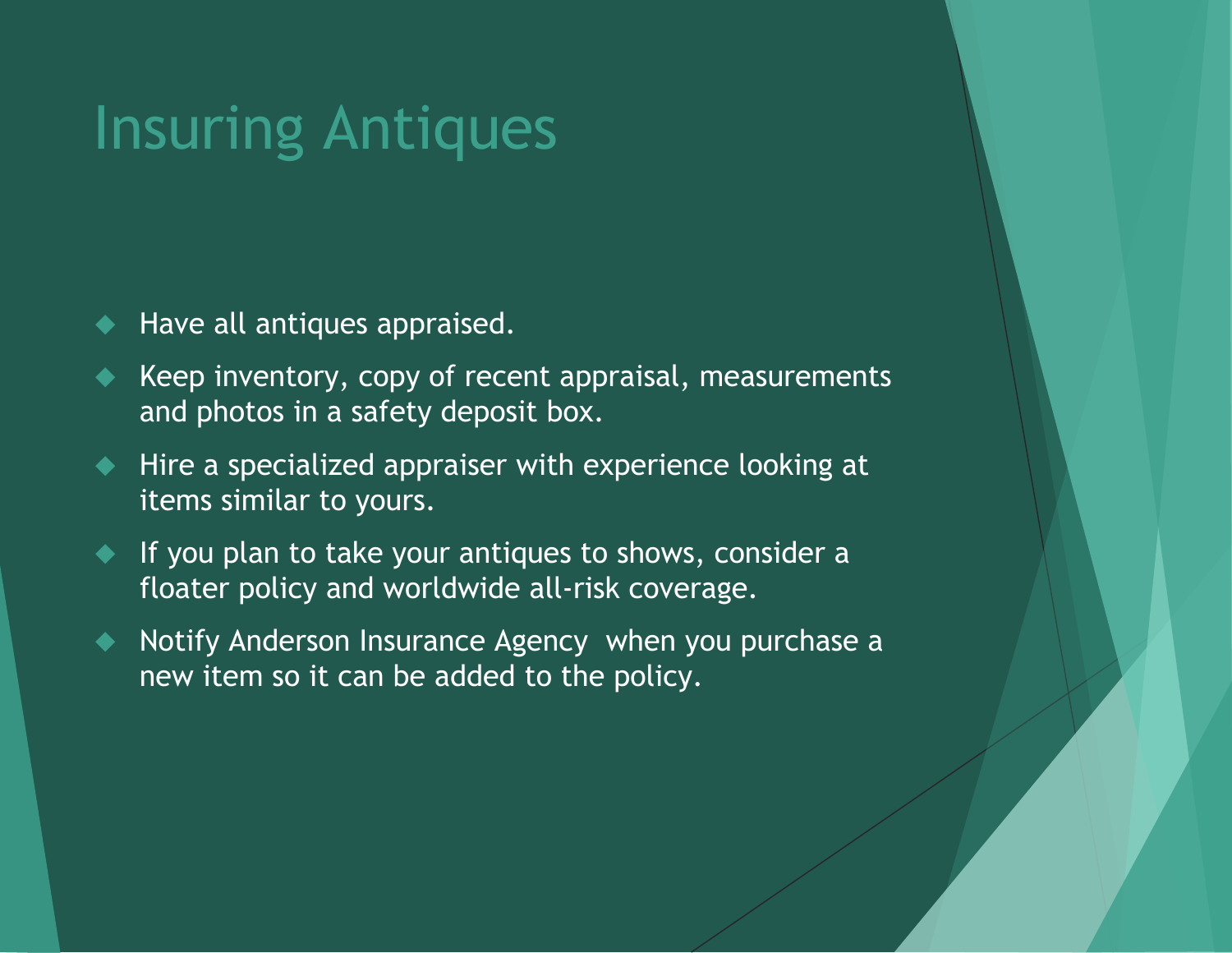# Insuring Antiques

- Have all antiques appraised.
- Keep inventory, copy of recent appraisal, measurements and photos in a safety deposit box.
- Hire a specialized appraiser with experience looking at items similar to yours.
- If you plan to take your antiques to shows, consider a floater policy and worldwide all-risk coverage.
- Notify Anderson Insurance Agency when you purchase a new item so it can be added to the policy.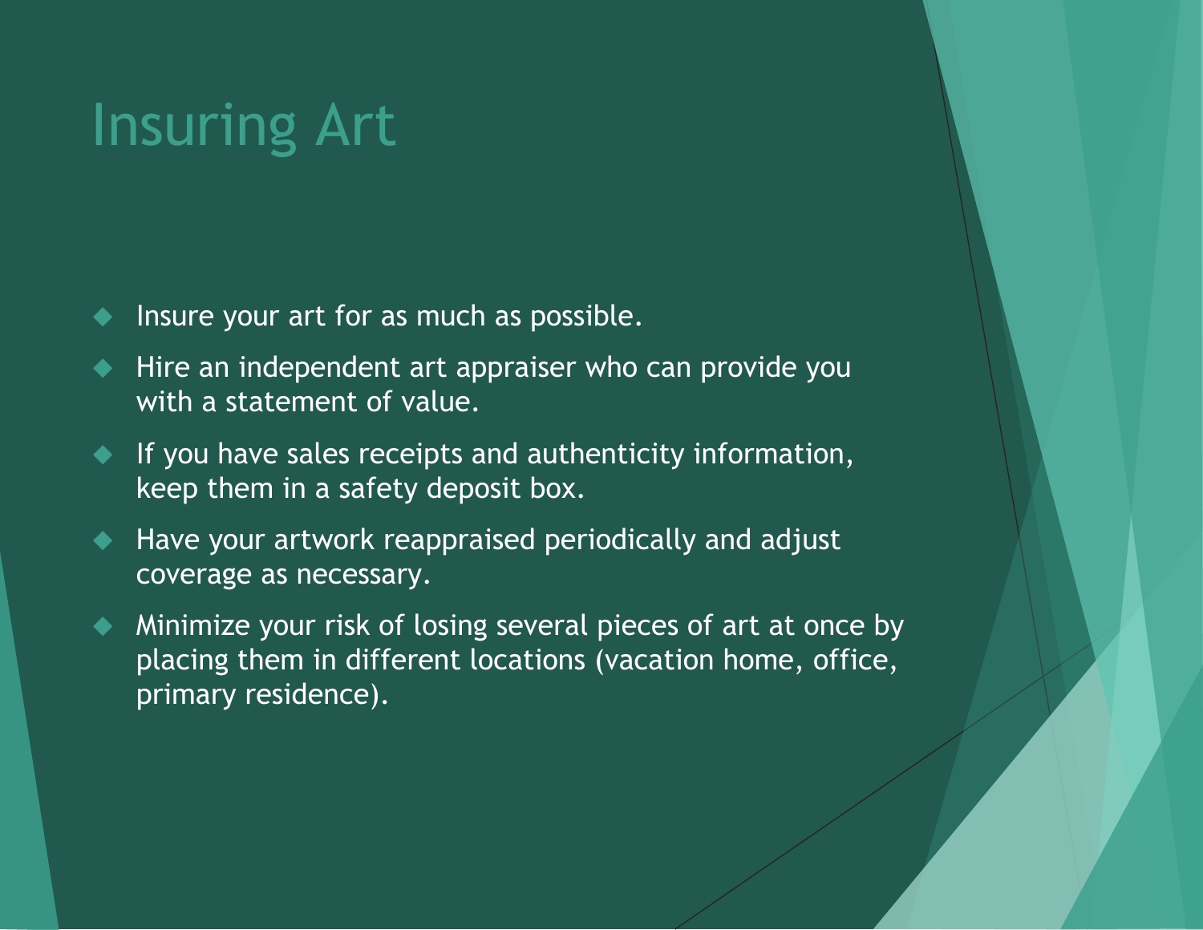# Insuring Art

- Insure your art for as much as possible.
- Hire an independent art appraiser who can provide you with a statement of value.
- If you have sales receipts and authenticity information, keep them in a safety deposit box.
- Have your artwork reappraised periodically and adjust coverage as necessary.
- Minimize your risk of losing several pieces of art at once by placing them in different locations (vacation home, office, primary residence).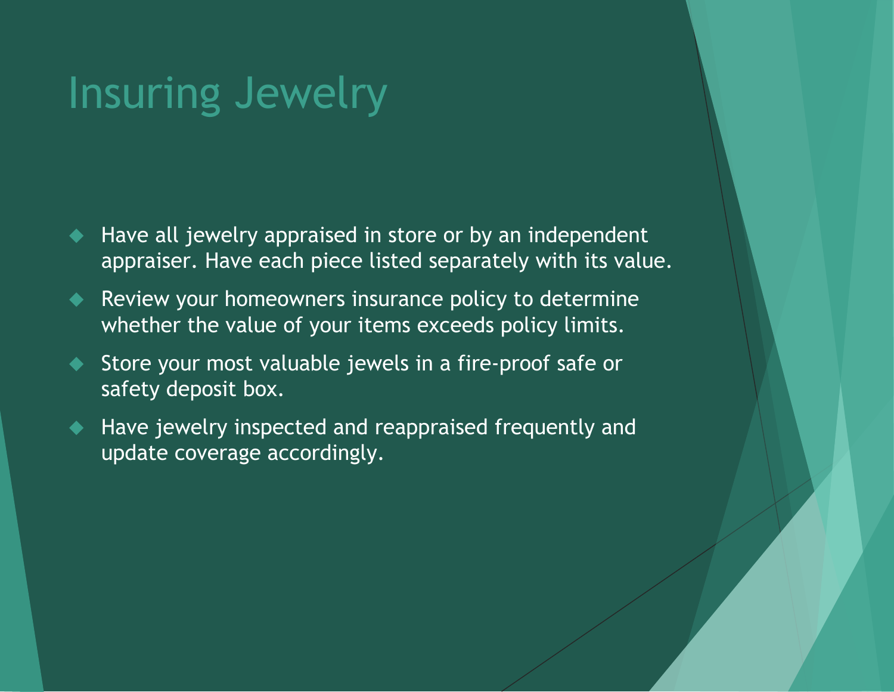# Insuring Jewelry

- Have all jewelry appraised in store or by an independent appraiser. Have each piece listed separately with its value.
- Review your homeowners insurance policy to determine whether the value of your items exceeds policy limits.
- Store your most valuable jewels in a fire-proof safe or safety deposit box.
- Have jewelry inspected and reappraised frequently and update coverage accordingly.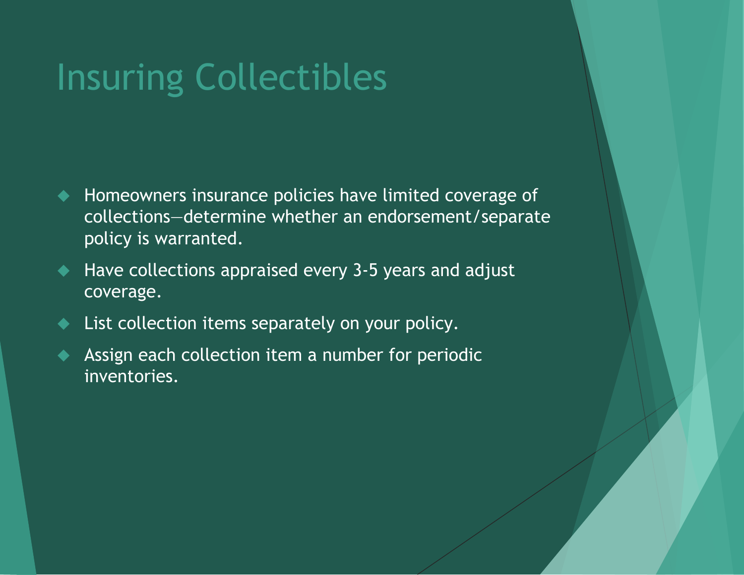# Insuring Collectibles

- Homeowners insurance policies have limited coverage of collections—determine whether an endorsement/separate policy is warranted.
- Have collections appraised every 3-5 years and adjust coverage.
- List collection items separately on your policy.
- Assign each collection item a number for periodic inventories.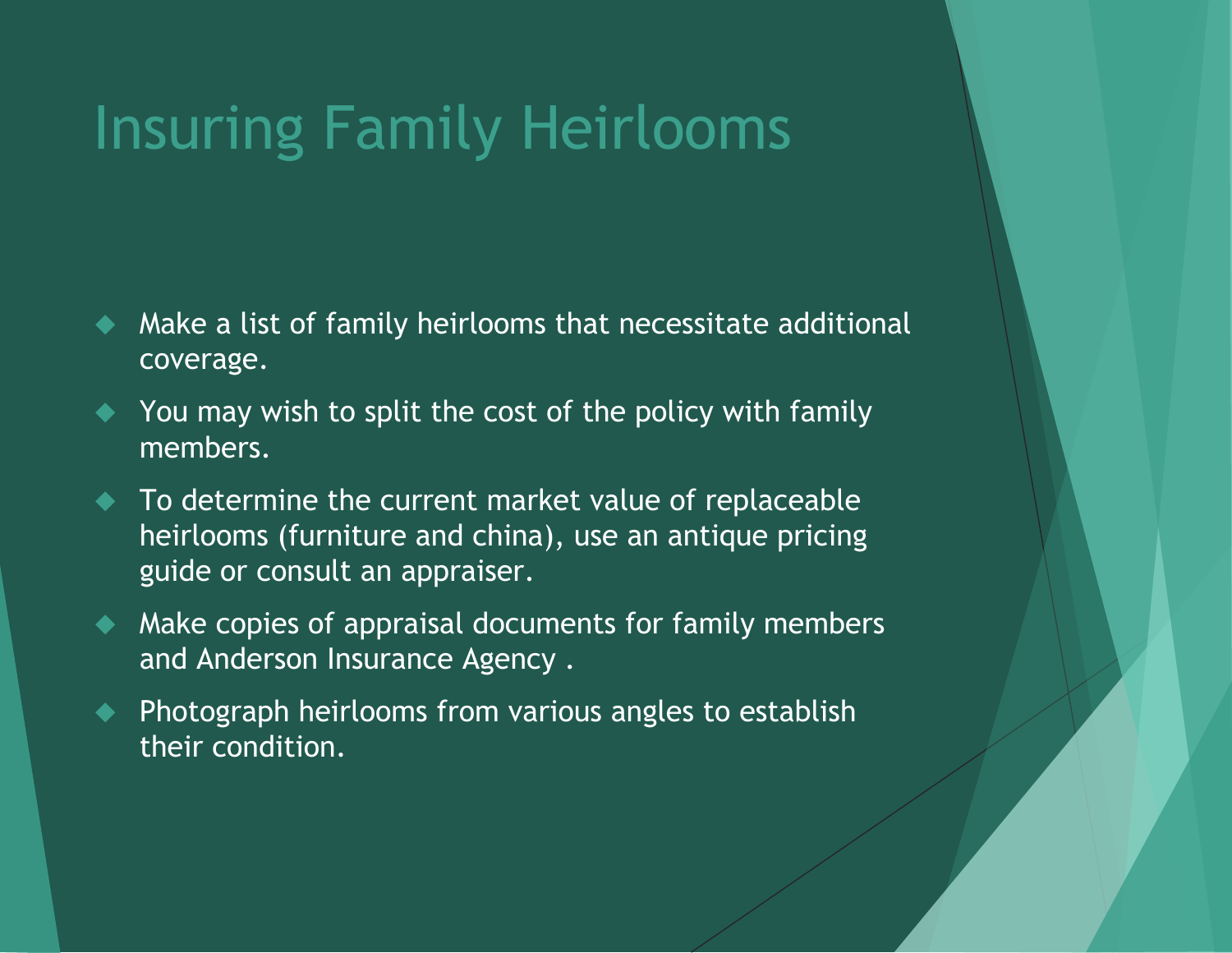# Insuring Family Heirlooms

- Make a list of family heirlooms that necessitate additional coverage.
- You may wish to split the cost of the policy with family members.
- To determine the current market value of replaceable heirlooms (furniture and china), use an antique pricing guide or consult an appraiser.
- Make copies of appraisal documents for family members and Anderson Insurance Agency .
- Photograph heirlooms from various angles to establish their condition.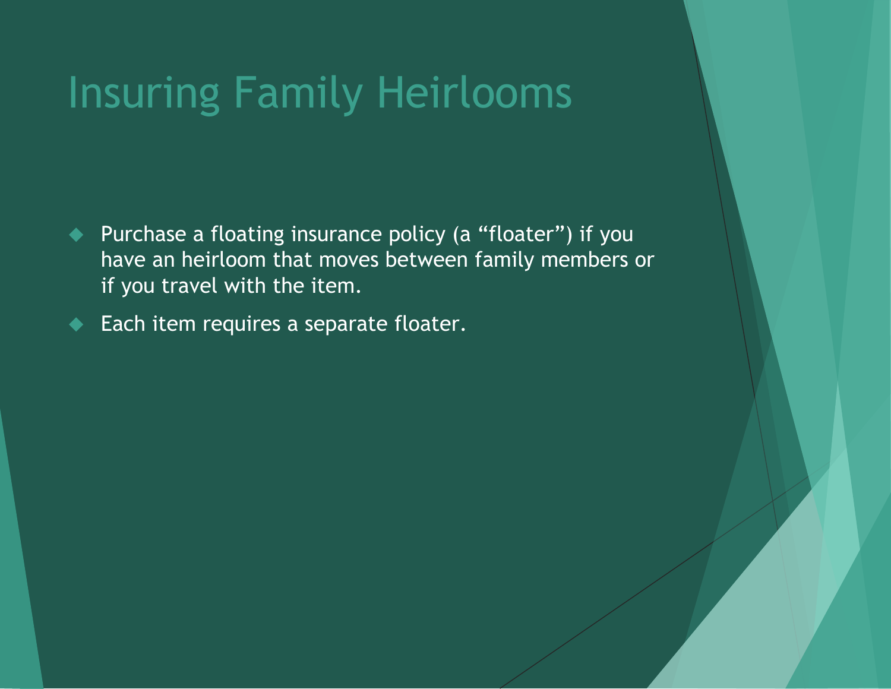# Insuring Family Heirlooms

- Purchase a floating insurance policy (a “floater”) if you have an heirloom that moves between family members or if you travel with the item.
- Each item requires a separate floater.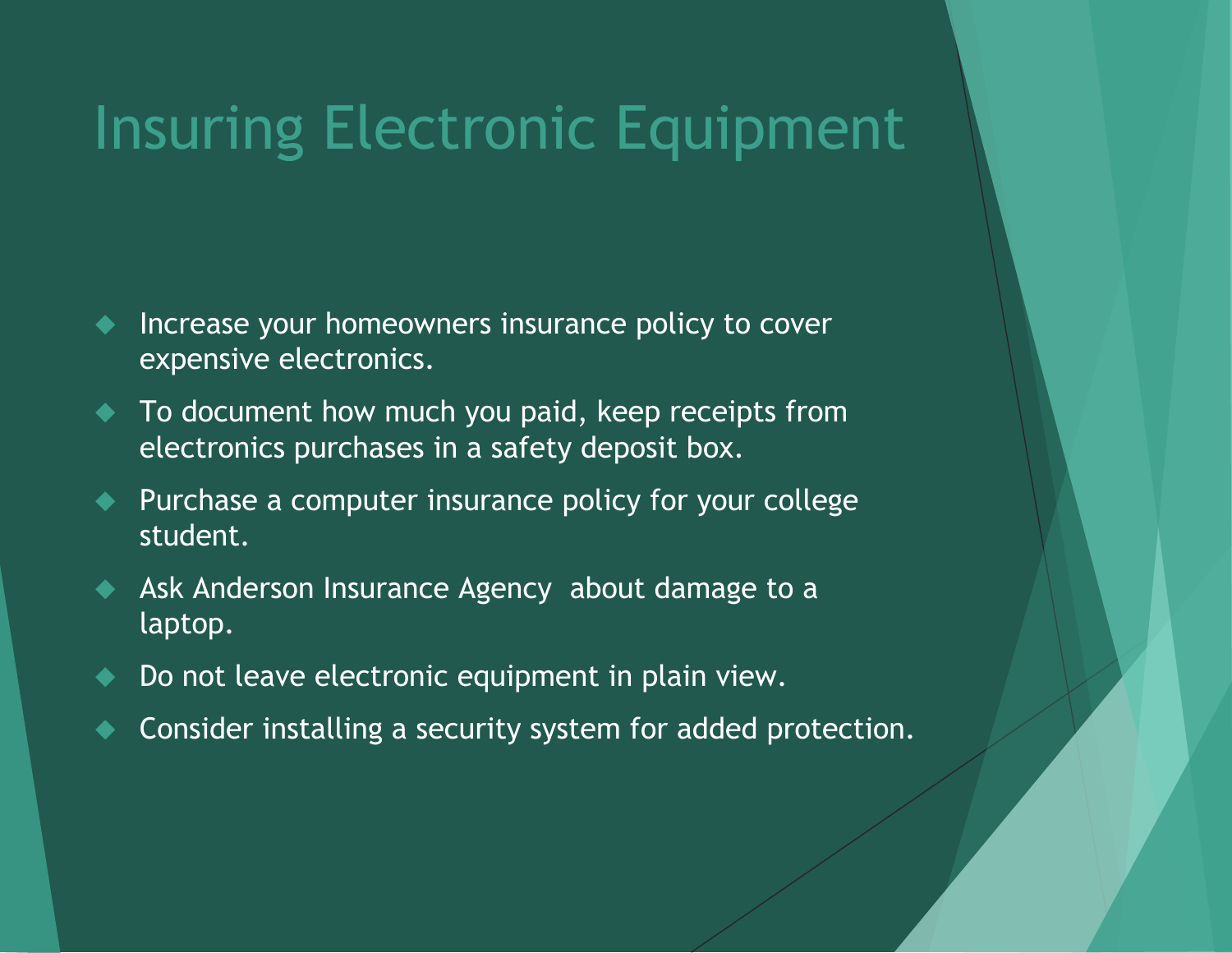# Insuring Electronic Equipment

- Increase your homeowners insurance policy to cover expensive electronics.
- To document how much you paid, keep receipts from electronics purchases in a safety deposit box.
- Purchase a computer insurance policy for your college student.
- Ask Anderson Insurance Agency about damage to a laptop.
- Do not leave electronic equipment in plain view.
- Consider installing a security system for added protection.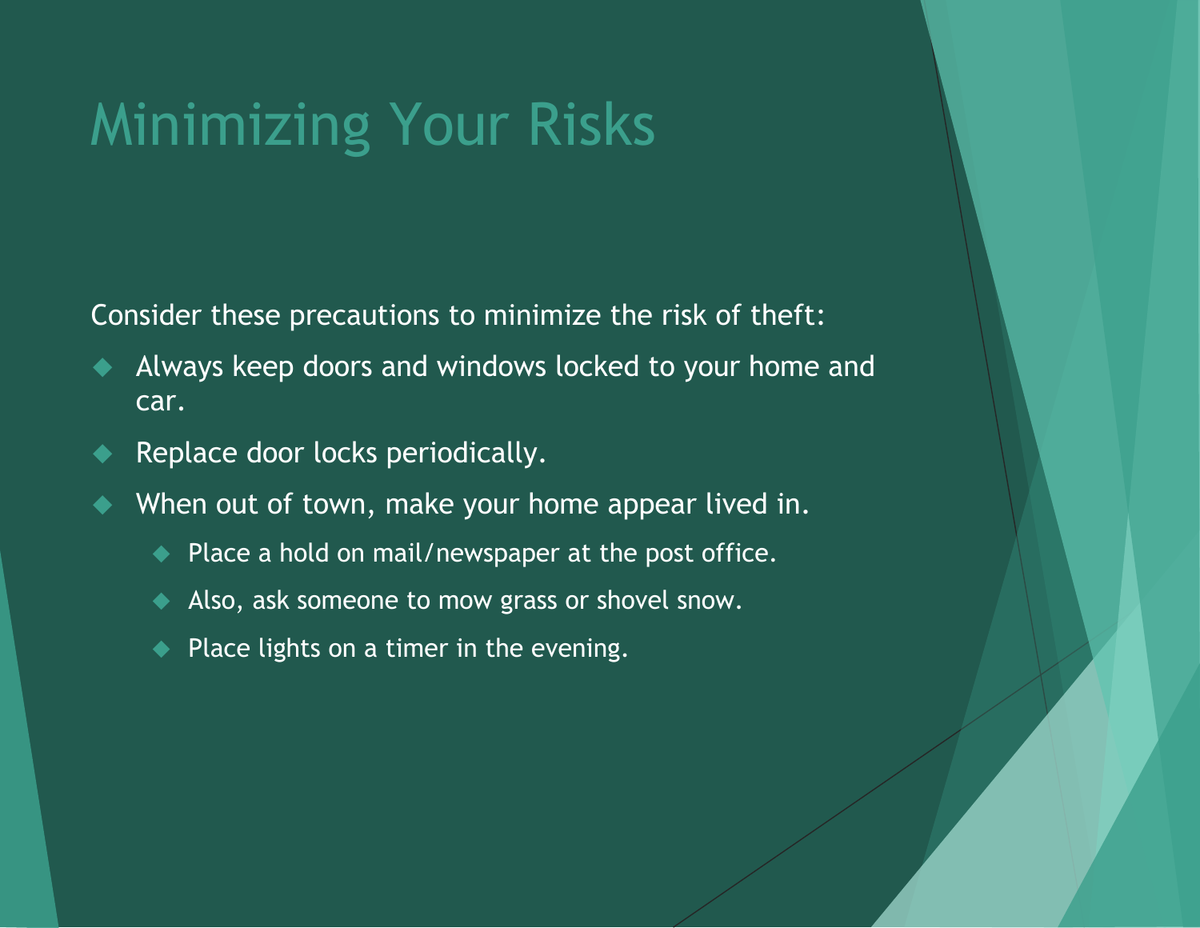# Minimizing Your Risks

Consider these precautions to minimize the risk of theft:

- Always keep doors and windows locked to your home and car.
- Replace door locks periodically.
- When out of town, make your home appear lived in.
  - Place a hold on mail/newspaper at the post office.
  - Also, ask someone to mow grass or shovel snow.
  - Place lights on a timer in the evening.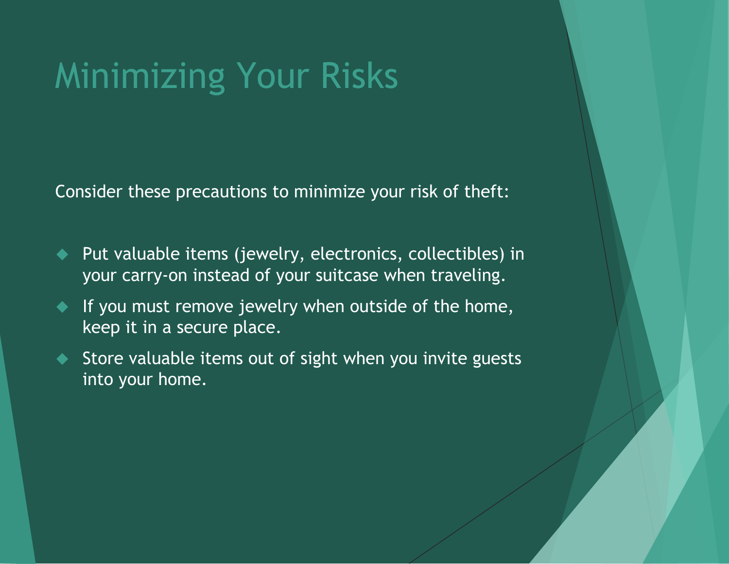# Minimizing Your Risks

Consider these precautions to minimize your risk of theft:

- Put valuable items (jewelry, electronics, collectibles) in your carry-on instead of your suitcase when traveling.
- If you must remove jewelry when outside of the home, keep it in a secure place.
- Store valuable items out of sight when you invite guests into your home.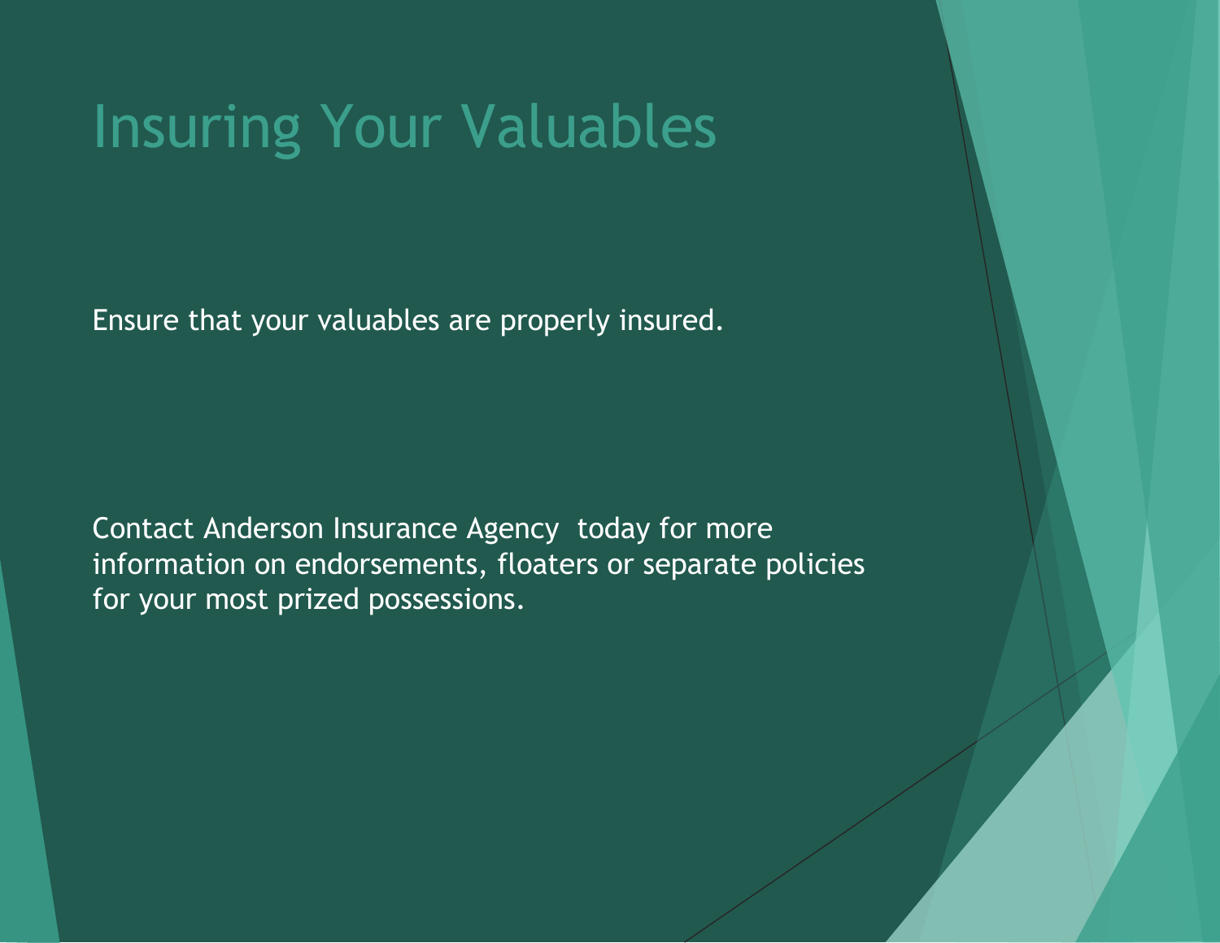# Insuring Your Valuables

Ensure that your valuables are properly insured.

Contact Anderson Insurance Agency today for more information on endorsements, floaters or separate policies for your most prized possessions.